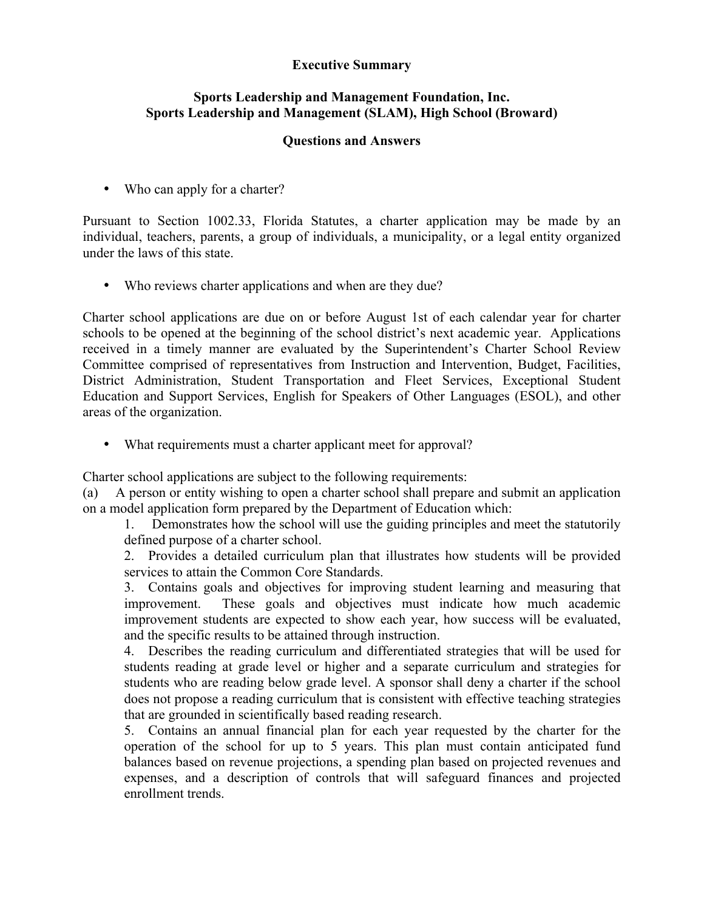**Executive Summary**

**Sports Leadership and Management Foundation, Inc.**
**Sports Leadership and Management (SLAM), High School (Broward)**

**Questions and Answers**

- Who can apply for a charter?

Pursuant to Section 1002.33, Florida Statutes, a charter application may be made by an individual, teachers, parents, a group of individuals, a municipality, or a legal entity organized under the laws of this state.

- Who reviews charter applications and when are they due?

Charter school applications are due on or before August 1st of each calendar year for charter schools to be opened at the beginning of the school district's next academic year. Applications received in a timely manner are evaluated by the Superintendent's Charter School Review Committee comprised of representatives from Instruction and Intervention, Budget, Facilities, District Administration, Student Transportation and Fleet Services, Exceptional Student Education and Support Services, English for Speakers of Other Languages (ESOL), and other areas of the organization.

- What requirements must a charter applicant meet for approval?

Charter school applications are subject to the following requirements:

(a) A person or entity wishing to open a charter school shall prepare and submit an application on a model application form prepared by the Department of Education which:

1. Demonstrates how the school will use the guiding principles and meet the statutorily defined purpose of a charter school.
2. Provides a detailed curriculum plan that illustrates how students will be provided services to attain the Common Core Standards.
3. Contains goals and objectives for improving student learning and measuring that improvement. These goals and objectives must indicate how much academic improvement students are expected to show each year, how success will be evaluated, and the specific results to be attained through instruction.
4. Describes the reading curriculum and differentiated strategies that will be used for students reading at grade level or higher and a separate curriculum and strategies for students who are reading below grade level. A sponsor shall deny a charter if the school does not propose a reading curriculum that is consistent with effective teaching strategies that are grounded in scientifically based reading research.
5. Contains an annual financial plan for each year requested by the charter for the operation of the school for up to 5 years. This plan must contain anticipated fund balances based on revenue projections, a spending plan based on projected revenues and expenses, and a description of controls that will safeguard finances and projected enrollment trends.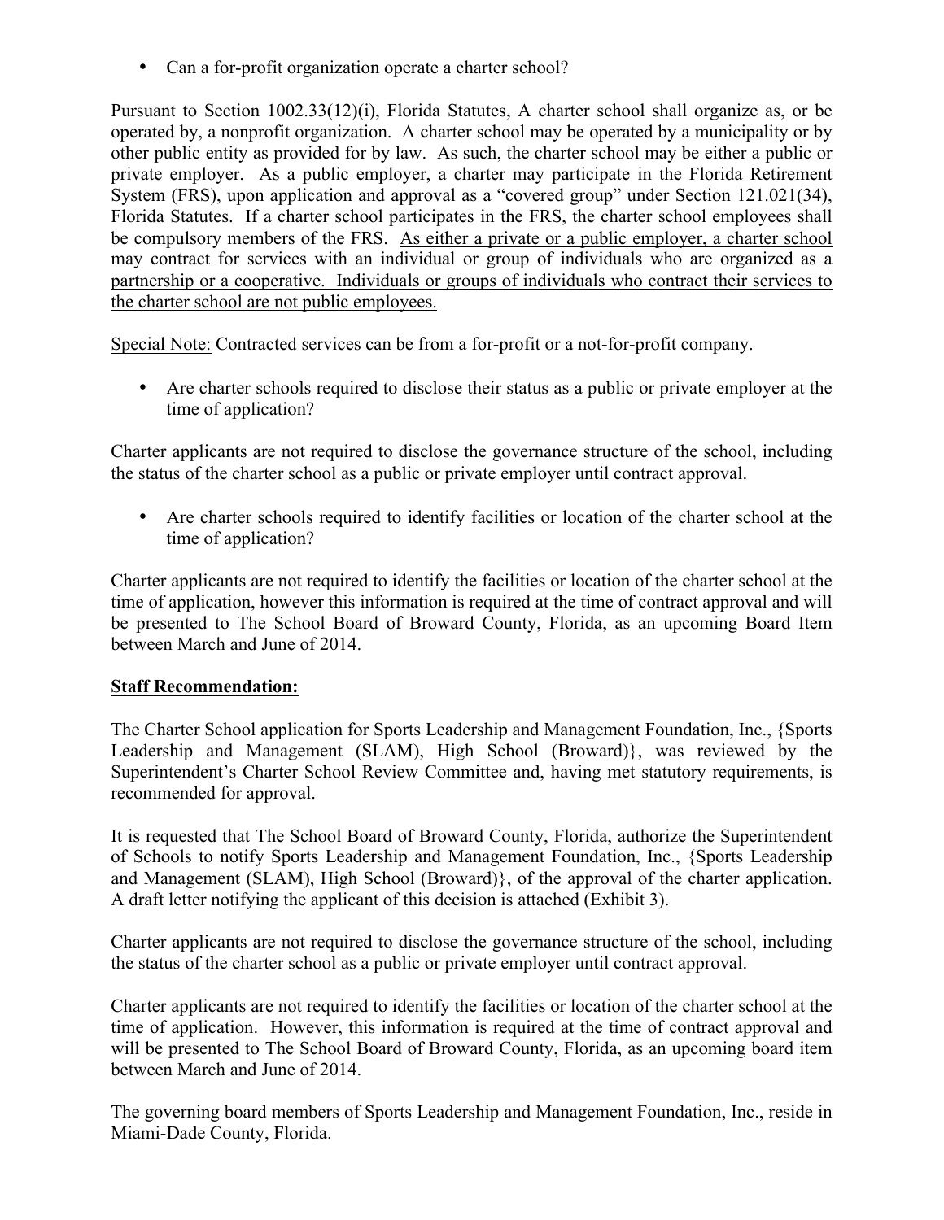- Can a for-profit organization operate a charter school?

Pursuant to Section 1002.33(12)(i), Florida Statutes, A charter school shall organize as, or be operated by, a nonprofit organization. A charter school may be operated by a municipality or by other public entity as provided for by law. As such, the charter school may be either a public or private employer. As a public employer, a charter may participate in the Florida Retirement System (FRS), upon application and approval as a "covered group" under Section 121.021(34), Florida Statutes. If a charter school participates in the FRS, the charter school employees shall be compulsory members of the FRS. <u>As either a private or a public employer, a charter school may contract for services with an individual or group of individuals who are organized as a partnership or a cooperative. Individuals or groups of individuals who contract their services to the charter school are not public employees.</u>

<u>Special Note:</u> Contracted services can be from a for-profit or a not-for-profit company.

- Are charter schools required to disclose their status as a public or private employer at the time of application?

Charter applicants are not required to disclose the governance structure of the school, including the status of the charter school as a public or private employer until contract approval.

- Are charter schools required to identify facilities or location of the charter school at the time of application?

Charter applicants are not required to identify the facilities or location of the charter school at the time of application, however this information is required at the time of contract approval and will be presented to The School Board of Broward County, Florida, as an upcoming Board Item between March and June of 2014.

**<u>Staff Recommendation:</u>**

The Charter School application for Sports Leadership and Management Foundation, Inc., {Sports Leadership and Management (SLAM), High School (Broward)}, was reviewed by the Superintendent's Charter School Review Committee and, having met statutory requirements, is recommended for approval.

It is requested that The School Board of Broward County, Florida, authorize the Superintendent of Schools to notify Sports Leadership and Management Foundation, Inc., {Sports Leadership and Management (SLAM), High School (Broward)}, of the approval of the charter application. A draft letter notifying the applicant of this decision is attached (Exhibit 3).

Charter applicants are not required to disclose the governance structure of the school, including the status of the charter school as a public or private employer until contract approval.

Charter applicants are not required to identify the facilities or location of the charter school at the time of application. However, this information is required at the time of contract approval and will be presented to The School Board of Broward County, Florida, as an upcoming board item between March and June of 2014.

The governing board members of Sports Leadership and Management Foundation, Inc., reside in Miami-Dade County, Florida.